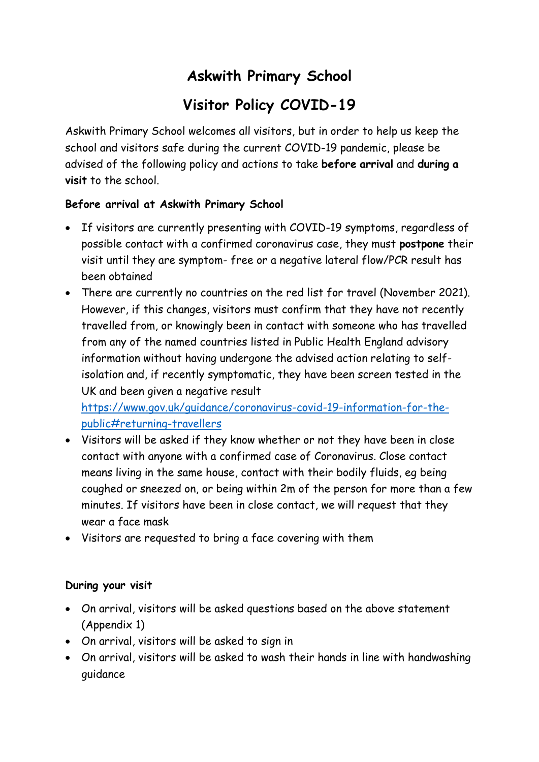# Askwith Primary School

# Visitor Policy COVID-19

Askwith Primary School welcomes all visitors, but in order to help us keep the school and visitors safe during the current COVID-19 pandemic, please be advised of the following policy and actions to take **before arrival** and **during a visit** to the school.

### Before arrival at Askwith Primary School

- If visitors are currently presenting with COVID-19 symptoms, regardless of possible contact with a confirmed coronavirus case, they must **postpone** their visit until they are symptom- free or a negative lateral flow/PCR result has been obtained
- There are currently no countries on the red list for travel (November 2021). However, if this changes, visitors must confirm that they have not recently travelled from, or knowingly been in contact with someone who has travelled from any of the named countries listed in Public Health England advisory information without having undergone the advised action relating to self-isolation and, if recently symptomatic, they have been screen tested in the UK and been given a negative result [https://www.gov.uk/guidance/coronavirus-covid-19-information-for-the-public#returning-travellers](https://www.gov.uk/guidance/coronavirus-covid-19-information-for-the-public#returning-travellers)
- Visitors will be asked if they know whether or not they have been in close contact with anyone with a confirmed case of Coronavirus. Close contact means living in the same house, contact with their bodily fluids, eg being coughed or sneezed on, or being within 2m of the person for more than a few minutes. If visitors have been in close contact, we will request that they wear a face mask
- Visitors are requested to bring a face covering with them

### During your visit

- On arrival, visitors will be asked questions based on the above statement (Appendix 1)
- On arrival, visitors will be asked to sign in
- On arrival, visitors will be asked to wash their hands in line with handwashing guidance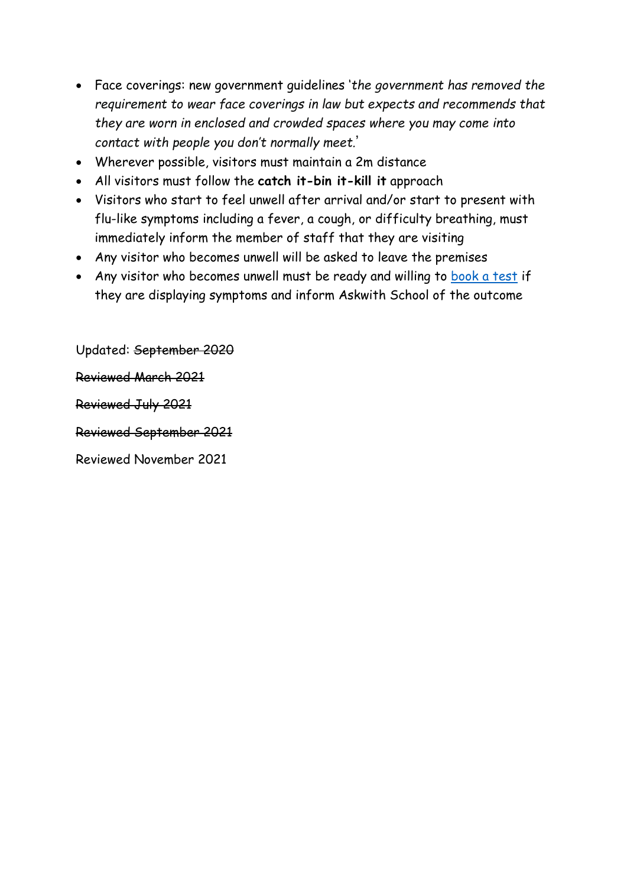- Face coverings: new government guidelines '*the government has removed the requirement to wear face coverings in law but expects and recommends that they are worn in enclosed and crowded spaces where you may come into contact with people you don't normally meet.*'
- Wherever possible, visitors must maintain a 2m distance
- All visitors must follow the **catch it-bin it-kill it** approach
- Visitors who start to feel unwell after arrival and/or start to present with flu-like symptoms including a fever, a cough, or difficulty breathing, must immediately inform the member of staff that they are visiting
- Any visitor who becomes unwell will be asked to leave the premises
- Any visitor who becomes unwell must be ready and willing to book a test if they are displaying symptoms and inform Askwith School of the outcome

Updated: ~~September 2020~~

~~Reviewed March 2021~~

~~Reviewed July 2021~~

~~Reviewed September 2021~~

Reviewed November 2021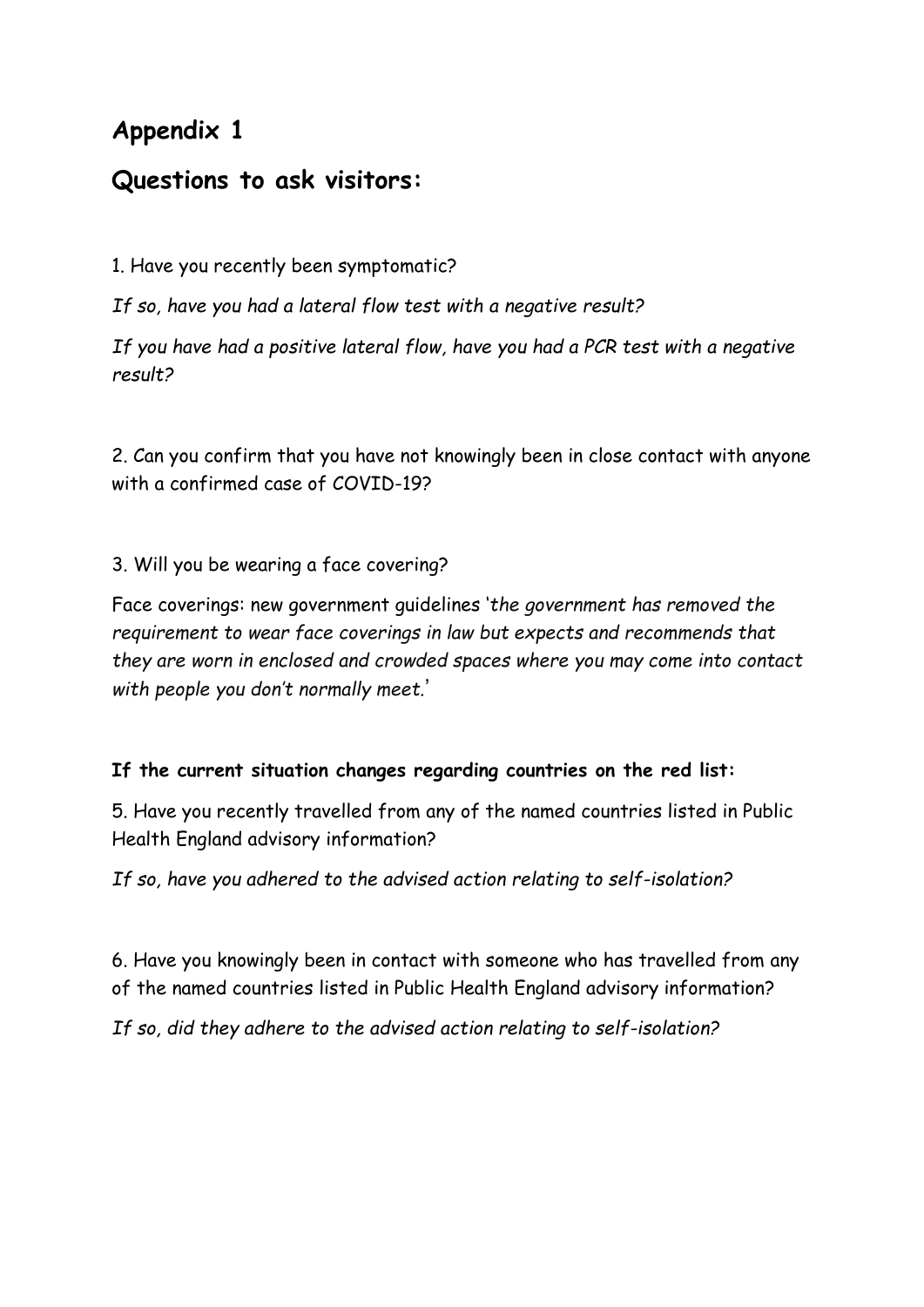## Appendix 1

## Questions to ask visitors:

1. Have you recently been symptomatic?

*If so, have you had a lateral flow test with a negative result?*

*If you have had a positive lateral flow, have you had a PCR test with a negative result?*

2. Can you confirm that you have not knowingly been in close contact with anyone with a confirmed case of COVID-19?

3. Will you be wearing a face covering?

Face coverings: new government guidelines '*the government has removed the requirement to wear face coverings in law but expects and recommends that they are worn in enclosed and crowded spaces where you may come into contact with people you don't normally meet.*'

**If the current situation changes regarding countries on the red list:**

5. Have you recently travelled from any of the named countries listed in Public Health England advisory information?

*If so, have you adhered to the advised action relating to self-isolation?*

6. Have you knowingly been in contact with someone who has travelled from any of the named countries listed in Public Health England advisory information?

*If so, did they adhere to the advised action relating to self-isolation?*